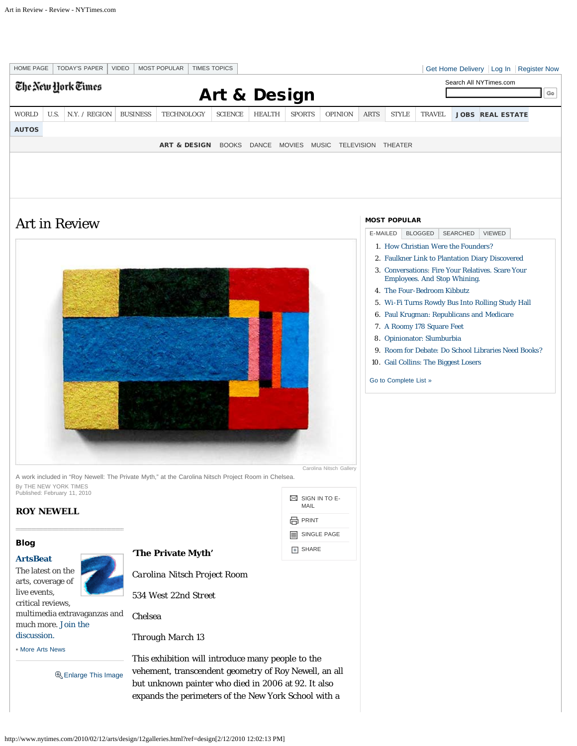# Art in Review

Carolina Nitsch Gallery

A work included in "Roy Newell: The Private Myth," at the Carolina Nitsch Project Room in Chelsea.

By THE NEW YORK TIMES
Published: February 11, 2010

## ROY NEWELL

### 'The Private Myth'

Carolina Nitsch Project Room

534 West 22nd Street

Chelsea

Through March 13

This exhibition will introduce many people to the vehement, transcendent geometry of Roy Newell, an all but unknown painter who died in 2006 at 92. It also expands the perimeters of the New York School with a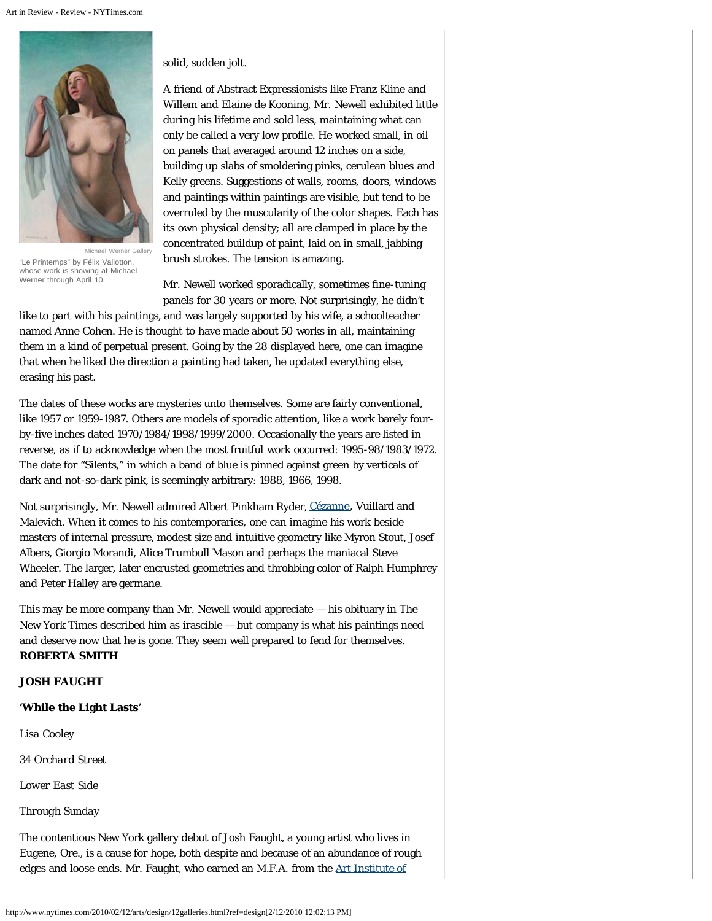Michael Werner Gallery

"Le Printemps" by Félix Vallotton, whose work is showing at Michael Werner through April 10.

solid, sudden jolt.

A friend of Abstract Expressionists like Franz Kline and Willem and Elaine de Kooning, Mr. Newell exhibited little during his lifetime and sold less, maintaining what can only be called a very low profile. He worked small, in oil on panels that averaged around 12 inches on a side, building up slabs of smoldering pinks, cerulean blues and Kelly greens. Suggestions of walls, rooms, doors, windows and paintings within paintings are visible, but tend to be overruled by the muscularity of the color shapes. Each has its own physical density; all are clamped in place by the concentrated buildup of paint, laid on in small, jabbing brush strokes. The tension is amazing.

Mr. Newell worked sporadically, sometimes fine-tuning panels for 30 years or more. Not surprisingly, he didn't like to part with his paintings, and was largely supported by his wife, a schoolteacher named Anne Cohen. He is thought to have made about 50 works in all, maintaining them in a kind of perpetual present. Going by the 28 displayed here, one can imagine that when he liked the direction a painting had taken, he updated everything else, erasing his past.

The dates of these works are mysteries unto themselves. Some are fairly conventional, like 1957 or 1959-1987. Others are models of sporadic attention, like a work barely four-by-five inches dated 1970/1984/1998/1999/2000. Occasionally the years are listed in reverse, as if to acknowledge when the most fruitful work occurred: 1995-98/1983/1972. The date for "Silents," in which a band of blue is pinned against green by verticals of dark and not-so-dark pink, is seemingly arbitrary: 1988, 1966, 1998.

Not surprisingly, Mr. Newell admired Albert Pinkham Ryder, Cézanne, Vuillard and Malevich. When it comes to his contemporaries, one can imagine his work beside masters of internal pressure, modest size and intuitive geometry like Myron Stout, Josef Albers, Giorgio Morandi, Alice Trumbull Mason and perhaps the maniacal Steve Wheeler. The larger, later encrusted geometries and throbbing color of Ralph Humphrey and Peter Halley are germane.

This may be more company than Mr. Newell would appreciate — his obituary in The New York Times described him as irascible — but company is what his paintings need and deserve now that he is gone. They seem well prepared to fend for themselves. **ROBERTA SMITH**

**JOSH FAUGHT**

**'While the Light Lasts'**

Lisa Cooley

*34 Orchard Street*

*Lower East Side*

Through Sunday

The contentious New York gallery debut of Josh Faught, a young artist who lives in Eugene, Ore., is a cause for hope, both despite and because of an abundance of rough edges and loose ends. Mr. Faught, who earned an M.F.A. from the Art Institute of